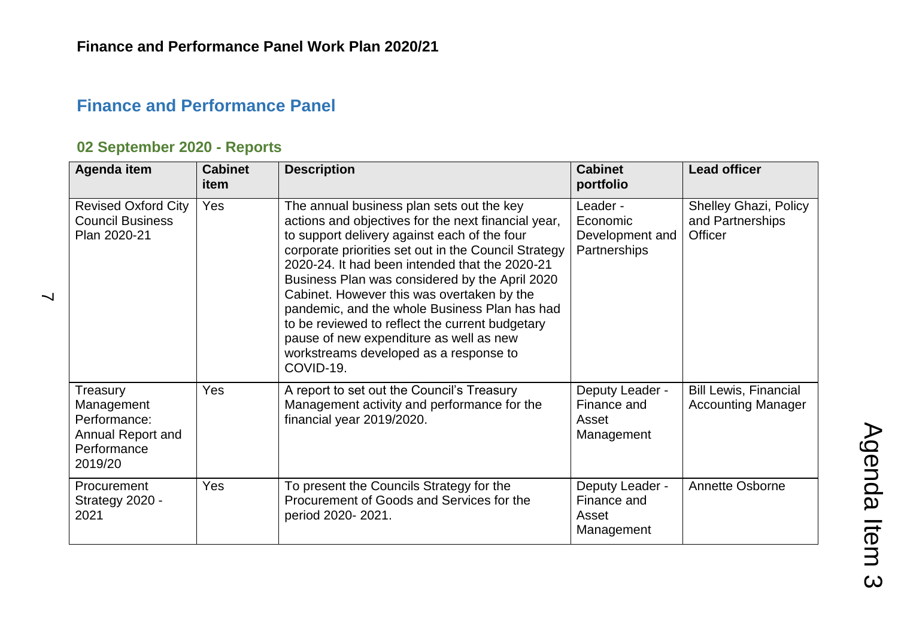# Finance and Performance Panel Work Plan 2020/21

## Finance and Performance Panel

### 02 September 2020 - Reports

| Agenda item | Cabinet item | Description | Cabinet portfolio | Lead officer |
|---|---|---|---|---|
| Revised Oxford City Council Business Plan 2020-21 | Yes | The annual business plan sets out the key actions and objectives for the next financial year, to support delivery against each of the four corporate priorities set out in the Council Strategy 2020-24. It had been intended that the 2020-21 Business Plan was considered by the April 2020 Cabinet. However this was overtaken by the pandemic, and the whole Business Plan has had to be reviewed to reflect the current budgetary pause of new expenditure as well as new workstreams developed as a response to COVID-19. | Leader - Economic Development and Partnerships | Shelley Ghazi, Policy and Partnerships Officer |
| Treasury Management Performance: Annual Report and Performance 2019/20 | Yes | A report to set out the Council's Treasury Management activity and performance for the financial year 2019/2020. | Deputy Leader - Finance and Asset Management | Bill Lewis, Financial Accounting Manager |
| Procurement Strategy 2020 - 2021 | Yes | To present the Councils Strategy for the Procurement of Goods and Services for the period 2020- 2021. | Deputy Leader - Finance and Asset Management | Annette Osborne |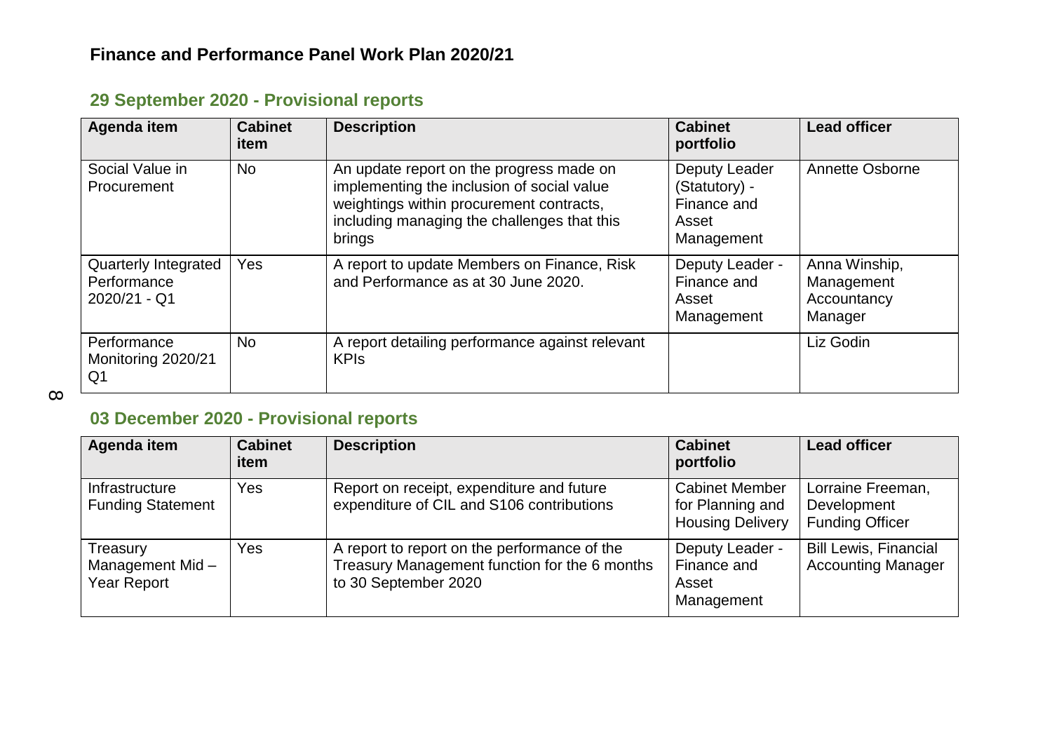## Finance and Performance Panel Work Plan 2020/21

### 29 September 2020 - Provisional reports

| Agenda item | Cabinet item | Description | Cabinet portfolio | Lead officer |
|---|---|---|---|---|
| Social Value in Procurement | No | An update report on the progress made on implementing the inclusion of social value weightings within procurement contracts, including managing the challenges that this brings | Deputy Leader (Statutory) - Finance and Asset Management | Annette Osborne |
| Quarterly Integrated Performance 2020/21 - Q1 | Yes | A report to update Members on Finance, Risk and Performance as at 30 June 2020. | Deputy Leader - Finance and Asset Management | Anna Winship, Management Accountancy Manager |
| Performance Monitoring 2020/21 Q1 | No | A report detailing performance against relevant KPIs | | Liz Godin |

### 03 December 2020 - Provisional reports

| Agenda item | Cabinet item | Description | Cabinet portfolio | Lead officer |
|---|---|---|---|---|
| Infrastructure Funding Statement | Yes | Report on receipt, expenditure and future expenditure of CIL and S106 contributions | Cabinet Member for Planning and Housing Delivery | Lorraine Freeman, Development Funding Officer |
| Treasury Management Mid – Year Report | Yes | A report to report on the performance of the Treasury Management function for the 6 months to 30 September 2020 | Deputy Leader - Finance and Asset Management | Bill Lewis, Financial Accounting Manager |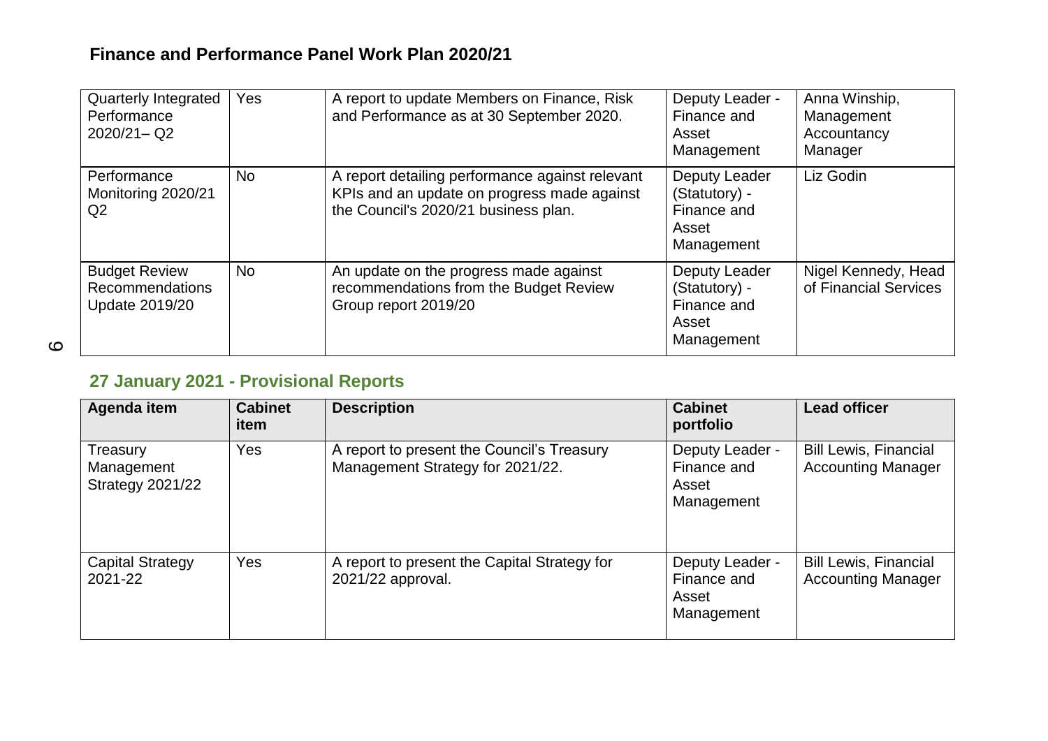## Finance and Performance Panel Work Plan 2020/21

| Agenda item | Cabinet item | Description | Cabinet portfolio | Lead officer |
|---|---|---|---|---|
| Quarterly Integrated Performance 2020/21– Q2 | Yes | A report to update Members on Finance, Risk and Performance as at 30 September 2020. | Deputy Leader - Finance and Asset Management | Anna Winship, Management Accountancy Manager |
| Performance Monitoring 2020/21 Q2 | No | A report detailing performance against relevant KPIs and an update on progress made against the Council's 2020/21 business plan. | Deputy Leader (Statutory) - Finance and Asset Management | Liz Godin |
| Budget Review Recommendations Update 2019/20 | No | An update on the progress made against recommendations from the Budget Review Group report 2019/20 | Deputy Leader (Statutory) - Finance and Asset Management | Nigel Kennedy, Head of Financial Services |

### 27 January 2021 - Provisional Reports

| Agenda item | Cabinet item | Description | Cabinet portfolio | Lead officer |
|---|---|---|---|---|
| Treasury Management Strategy 2021/22 | Yes | A report to present the Council's Treasury Management Strategy for 2021/22. | Deputy Leader - Finance and Asset Management | Bill Lewis, Financial Accounting Manager |
| Capital Strategy 2021-22 | Yes | A report to present the Capital Strategy for 2021/22 approval. | Deputy Leader - Finance and Asset Management | Bill Lewis, Financial Accounting Manager |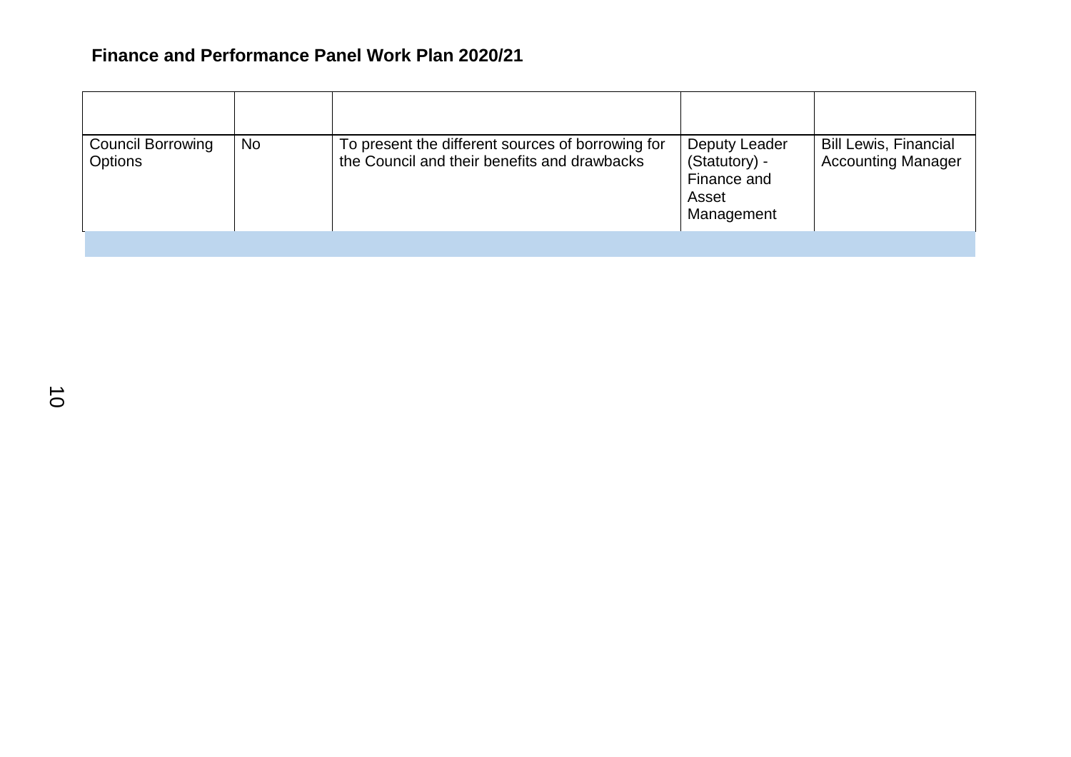**Finance and Performance Panel Work Plan 2020/21**

| | | | | |
|---|---|---|---|---|
| Council Borrowing Options | No | To present the different sources of borrowing for the Council and their benefits and drawbacks | Deputy Leader (Statutory) - Finance and Asset Management | Bill Lewis, Financial Accounting Manager |